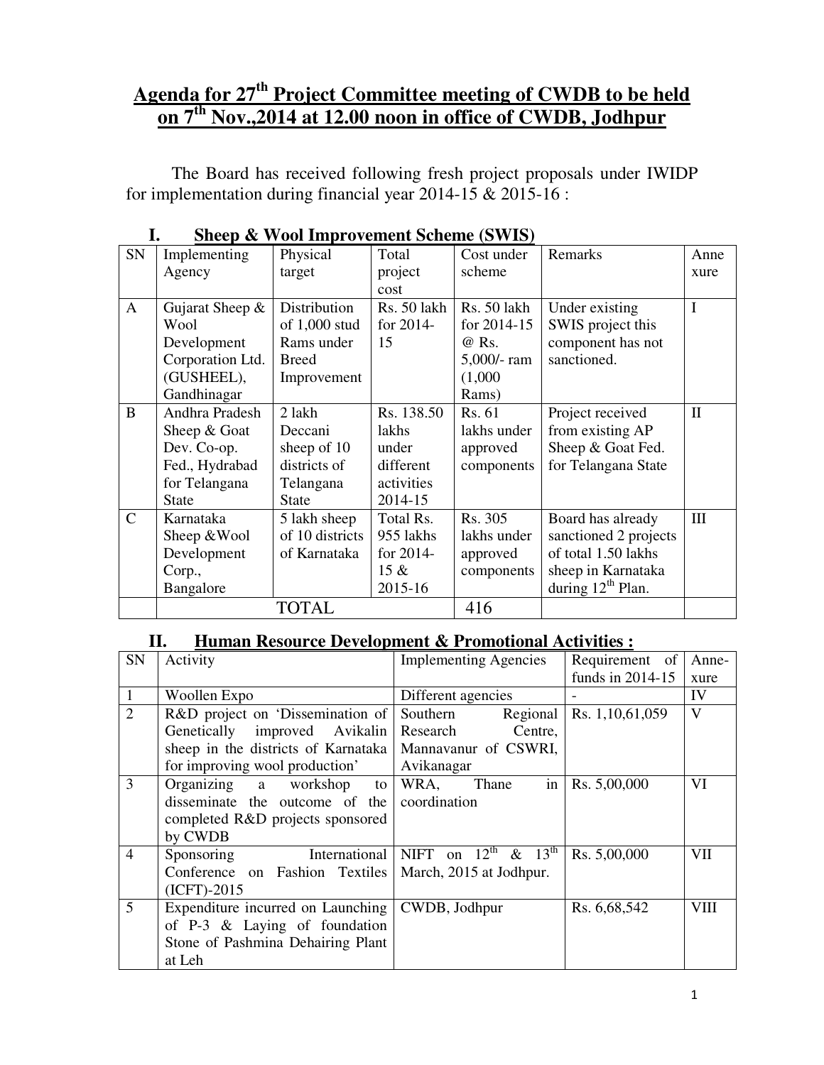# Agenda for 27th Project Committee meeting of CWDB to be held on 7th Nov.,2014 at 12.00 noon in office of CWDB, Jodhpur

The Board has received following fresh project proposals under IWIDP for implementation during financial year 2014-15 & 2015-16 :

## I. Sheep & Wool Improvement Scheme (SWIS)

| SN | Implementing Agency | Physical target | Total project cost | Cost under scheme | Remarks | Annexure |
|---|---|---|---|---|---|---|
| A | Gujarat Sheep & Wool Development Corporation Ltd. (GUSHEEL), Gandhinagar | Distribution of 1,000 stud Rams under Breed Improvement | Rs. 50 lakh for 2014-15 | Rs. 50 lakh for 2014-15 @ Rs. 5,000/- ram (1,000 Rams) | Under existing SWIS project this component has not sanctioned. | I |
| B | Andhra Pradesh Sheep & Goat Dev. Co-op. Fed., Hydrabad for Telangana State | 2 lakh Deccani sheep of 10 districts of Telangana State | Rs. 138.50 lakhs under different activities 2014-15 | Rs. 61 lakhs under approved components | Project received from existing AP Sheep & Goat Fed. for Telangana State | II |
| C | Karnataka Sheep &Wool Development Corp., Bangalore | 5 lakh sheep of 10 districts of Karnataka | Total Rs. 955 lakhs for 2014-15 & 2015-16 | Rs. 305 lakhs under approved components | Board has already sanctioned 2 projects of total 1.50 lakhs sheep in Karnataka during 12th Plan. | III |
| | TOTAL | | | 416 | | |

## II. Human Resource Development & Promotional Activities :

| SN | Activity | Implementing Agencies | Requirement of funds in 2014-15 | Annexure |
|---|---|---|---|---|
| 1 | Woollen Expo | Different agencies | - | IV |
| 2 | R&D project on 'Dissemination of Genetically improved Avikalin sheep in the districts of Karnataka for improving wool production' | Southern Regional Research Centre, Mannavanur of CSWRI, Avikanagar | Rs. 1,10,61,059 | V |
| 3 | Organizing a workshop to disseminate the outcome of the completed R&D projects sponsored by CWDB | WRA, Thane in coordination | Rs. 5,00,000 | VI |
| 4 | Sponsoring International Conference on Fashion Textiles (ICFT)-2015 | NIFT on 12th & 13th March, 2015 at Jodhpur. | Rs. 5,00,000 | VII |
| 5 | Expenditure incurred on Launching of P-3 & Laying of foundation Stone of Pashmina Dehairing Plant at Leh | CWDB, Jodhpur | Rs. 6,68,542 | VIII |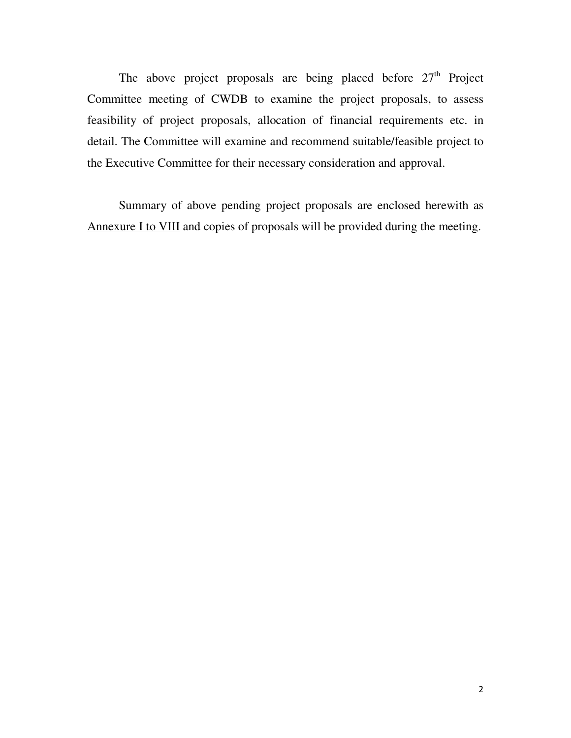The above project proposals are being placed before 27th Project Committee meeting of CWDB to examine the project proposals, to assess feasibility of project proposals, allocation of financial requirements etc. in detail. The Committee will examine and recommend suitable/feasible project to the Executive Committee for their necessary consideration and approval.

Summary of above pending project proposals are enclosed herewith as Annexure I to VIII and copies of proposals will be provided during the meeting.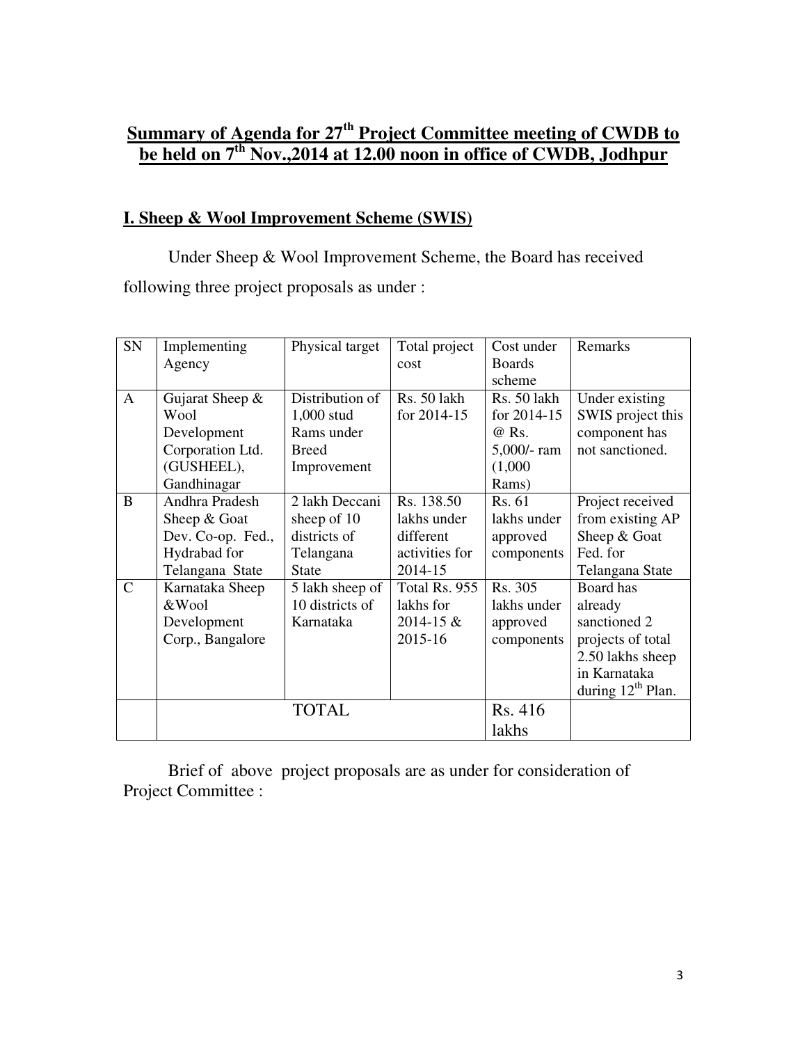## Summary of Agenda for 27th Project Committee meeting of CWDB to be held on 7th Nov.,2014 at 12.00 noon in office of CWDB, Jodhpur

### I. Sheep & Wool Improvement Scheme (SWIS)

Under Sheep & Wool Improvement Scheme, the Board has received following three project proposals as under :

| SN | Implementing Agency | Physical target | Total project cost | Cost under Boards scheme | Remarks |
|---|---|---|---|---|---|
| A | Gujarat Sheep & Wool Development Corporation Ltd. (GUSHEEL), Gandhinagar | Distribution of 1,000 stud Rams under Breed Improvement | Rs. 50 lakh for 2014-15 | Rs. 50 lakh for 2014-15 @ Rs. 5,000/- ram (1,000 Rams) | Under existing SWIS project this component has not sanctioned. |
| B | Andhra Pradesh Sheep & Goat Dev. Co-op. Fed., Hydrabad for Telangana State | 2 lakh Deccani sheep of 10 districts of Telangana State | Rs. 138.50 lakhs under different activities for 2014-15 | Rs. 61 lakhs under approved components | Project received from existing AP Sheep & Goat Fed. for Telangana State |
| C | Karnataka Sheep &Wool Development Corp., Bangalore | 5 lakh sheep of 10 districts of Karnataka | Total Rs. 955 lakhs for 2014-15 & 2015-16 | Rs. 305 lakhs under approved components | Board has already sanctioned 2 projects of total 2.50 lakhs sheep in Karnataka during 12th Plan. |
| | TOTAL | | | Rs. 416 lakhs | |

Brief of above project proposals are as under for consideration of Project Committee :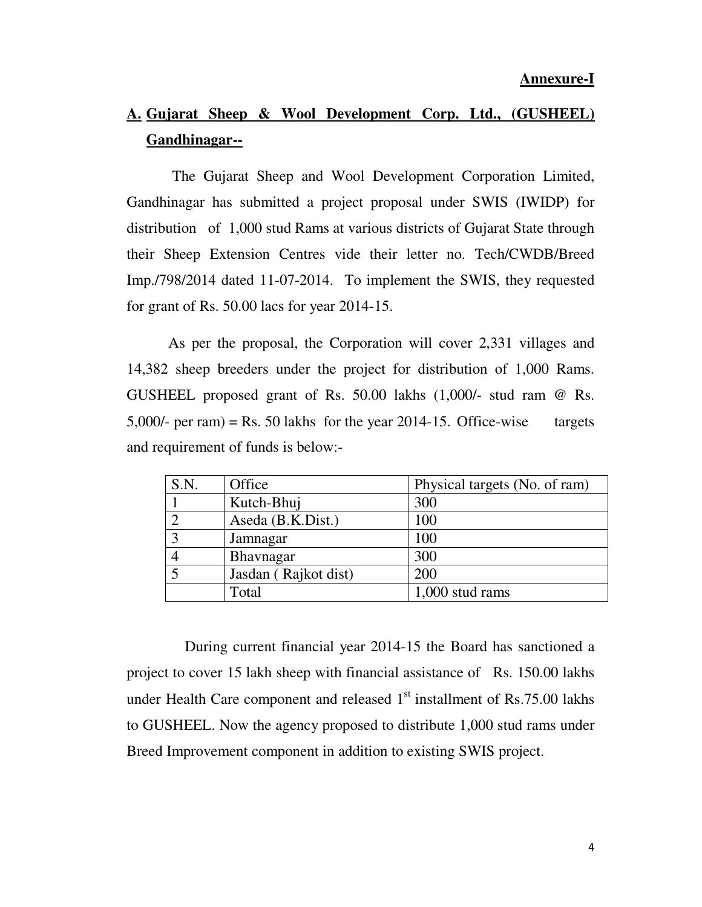**Annexure-I**

## A. Gujarat Sheep & Wool Development Corp. Ltd., (GUSHEEL) Gandhinagar--

The Gujarat Sheep and Wool Development Corporation Limited, Gandhinagar has submitted a project proposal under SWIS (IWIDP) for distribution of 1,000 stud Rams at various districts of Gujarat State through their Sheep Extension Centres vide their letter no. Tech/CWDB/Breed Imp./798/2014 dated 11-07-2014. To implement the SWIS, they requested for grant of Rs. 50.00 lacs for year 2014-15.

As per the proposal, the Corporation will cover 2,331 villages and 14,382 sheep breeders under the project for distribution of 1,000 Rams. GUSHEEL proposed grant of Rs. 50.00 lakhs (1,000/- stud ram @ Rs. 5,000/- per ram) = Rs. 50 lakhs for the year 2014-15. Office-wise targets and requirement of funds is below:-

| S.N. | Office | Physical targets (No. of ram) |
|---|---|---|
| 1 | Kutch-Bhuj | 300 |
| 2 | Aseda (B.K.Dist.) | 100 |
| 3 | Jamnagar | 100 |
| 4 | Bhavnagar | 300 |
| 5 | Jasdan ( Rajkot dist) | 200 |
| | Total | 1,000 stud rams |

During current financial year 2014-15 the Board has sanctioned a project to cover 15 lakh sheep with financial assistance of Rs. 150.00 lakhs under Health Care component and released 1st installment of Rs.75.00 lakhs to GUSHEEL. Now the agency proposed to distribute 1,000 stud rams under Breed Improvement component in addition to existing SWIS project.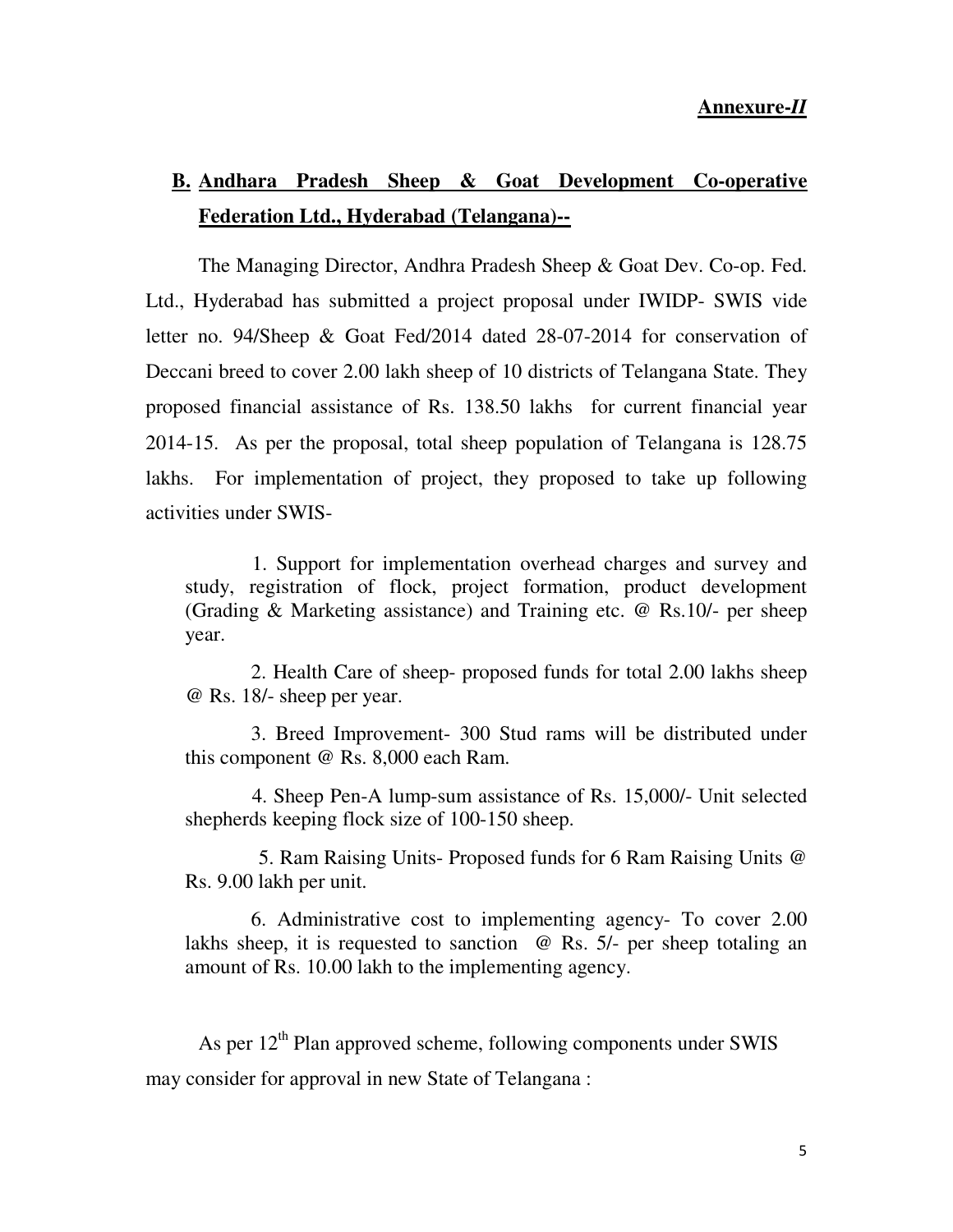**Annexure-*II***

## **B.** Andhara Pradesh Sheep & Goat Development Co-operative Federation Ltd., Hyderabad (Telangana)--

The Managing Director, Andhra Pradesh Sheep & Goat Dev. Co-op. Fed. Ltd., Hyderabad has submitted a project proposal under IWIDP- SWIS vide letter no. 94/Sheep & Goat Fed/2014 dated 28-07-2014 for conservation of Deccani breed to cover 2.00 lakh sheep of 10 districts of Telangana State. They proposed financial assistance of Rs. 138.50 lakhs for current financial year 2014-15. As per the proposal, total sheep population of Telangana is 128.75 lakhs. For implementation of project, they proposed to take up following activities under SWIS-

1. Support for implementation overhead charges and survey and study, registration of flock, project formation, product development (Grading & Marketing assistance) and Training etc. @ Rs.10/- per sheep year.

2. Health Care of sheep- proposed funds for total 2.00 lakhs sheep @ Rs. 18/- sheep per year.

3. Breed Improvement- 300 Stud rams will be distributed under this component @ Rs. 8,000 each Ram.

4. Sheep Pen-A lump-sum assistance of Rs. 15,000/- Unit selected shepherds keeping flock size of 100-150 sheep.

5. Ram Raising Units- Proposed funds for 6 Ram Raising Units @ Rs. 9.00 lakh per unit.

6. Administrative cost to implementing agency- To cover 2.00 lakhs sheep, it is requested to sanction @ Rs. 5/- per sheep totaling an amount of Rs. 10.00 lakh to the implementing agency.

As per 12th Plan approved scheme, following components under SWIS may consider for approval in new State of Telangana :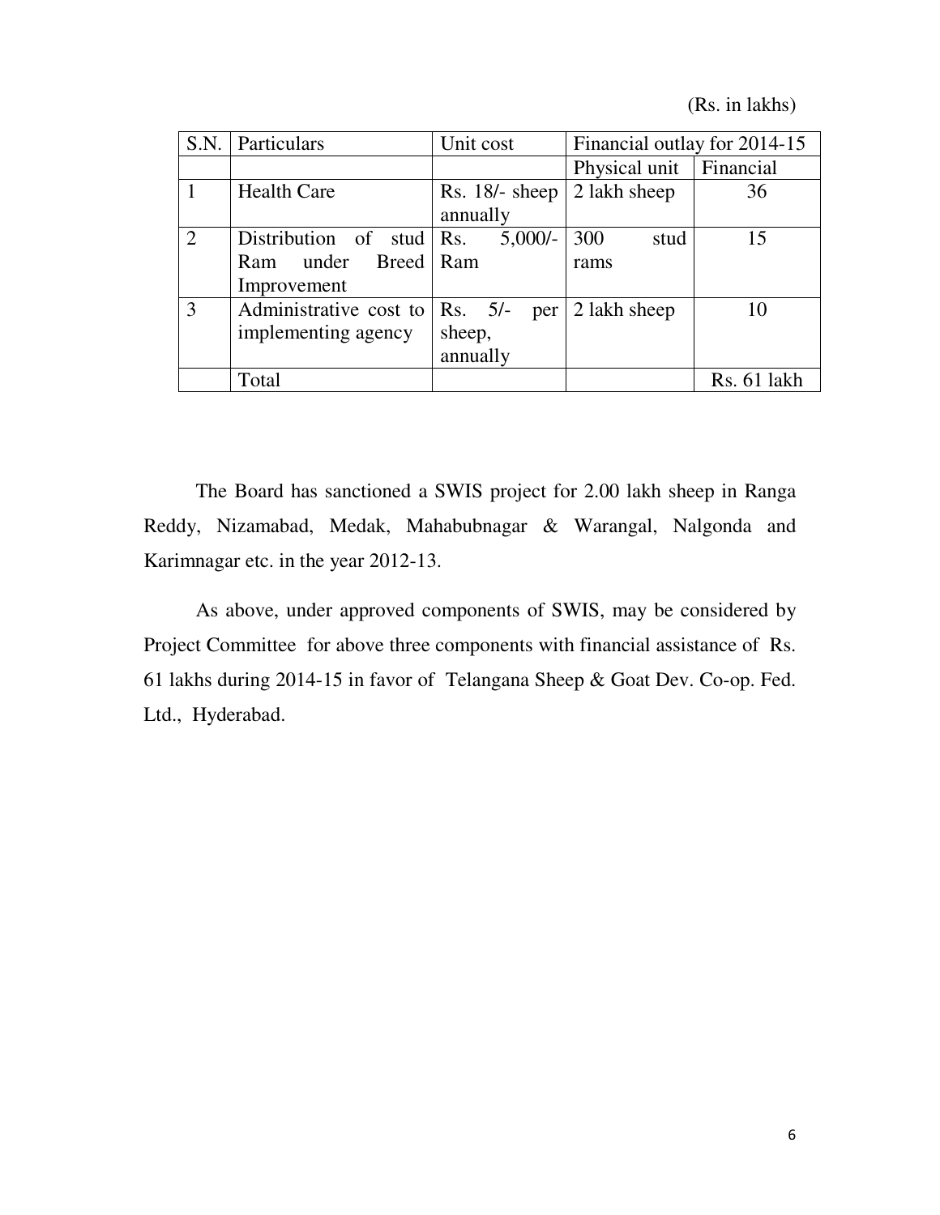(Rs. in lakhs)

| S.N. | Particulars | Unit cost | Financial outlay for 2014-15 | |
|---|---|---|---|---|
| | | | Physical unit | Financial |
| 1 | Health Care | Rs. 18/- sheep annually | 2 lakh sheep | 36 |
| 2 | Distribution of stud Ram under Breed Improvement | Rs. 5,000/- Ram | 300 stud rams | 15 |
| 3 | Administrative cost to implementing agency | Rs. 5/- per sheep, annually | 2 lakh sheep | 10 |
| | Total | | | Rs. 61 lakh |

The Board has sanctioned a SWIS project for 2.00 lakh sheep in Ranga Reddy, Nizamabad, Medak, Mahabubnagar & Warangal, Nalgonda and Karimnagar etc. in the year 2012-13.

As above, under approved components of SWIS, may be considered by Project Committee for above three components with financial assistance of Rs. 61 lakhs during 2014-15 in favor of Telangana Sheep & Goat Dev. Co-op. Fed. Ltd., Hyderabad.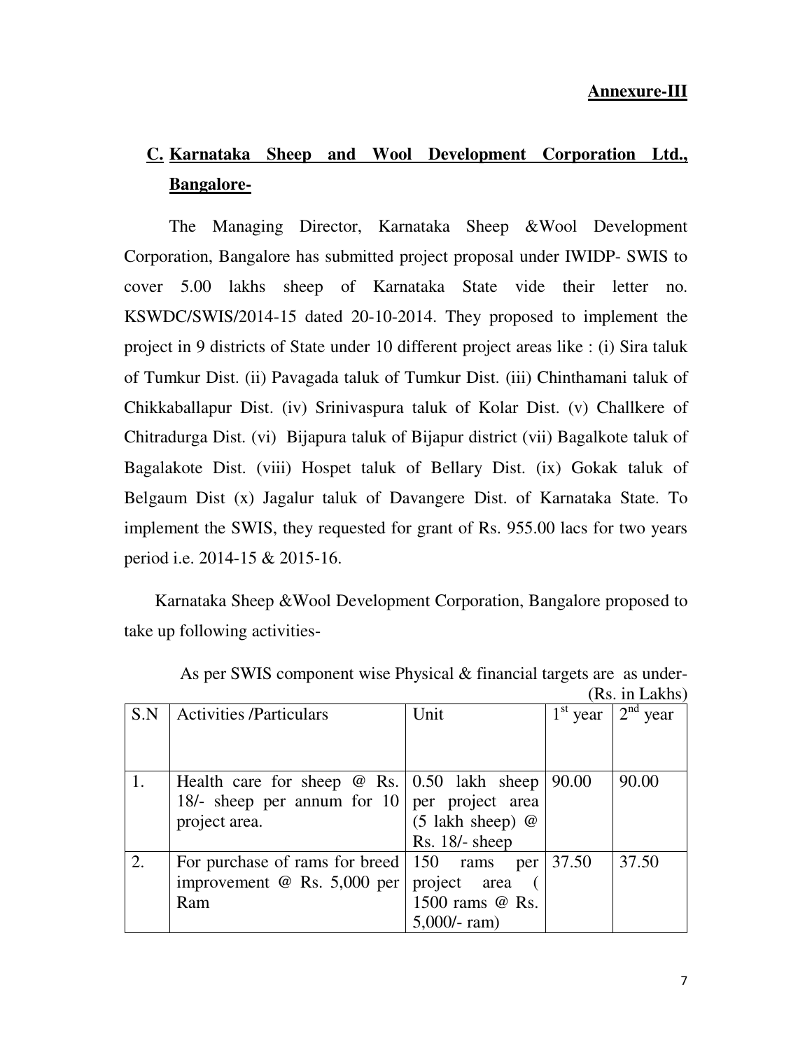**Annexure-III**

## C. Karnataka Sheep and Wool Development Corporation Ltd., Bangalore-

The Managing Director, Karnataka Sheep &Wool Development Corporation, Bangalore has submitted project proposal under IWIDP- SWIS to cover 5.00 lakhs sheep of Karnataka State vide their letter no. KSWDC/SWIS/2014-15 dated 20-10-2014. They proposed to implement the project in 9 districts of State under 10 different project areas like : (i) Sira taluk of Tumkur Dist. (ii) Pavagada taluk of Tumkur Dist. (iii) Chinthamani taluk of Chikkaballapur Dist. (iv) Srinivaspura taluk of Kolar Dist. (v) Challkere of Chitradurga Dist. (vi) Bijapura taluk of Bijapur district (vii) Bagalkote taluk of Bagalakote Dist. (viii) Hospet taluk of Bellary Dist. (ix) Gokak taluk of Belgaum Dist (x) Jagalur taluk of Davangere Dist. of Karnataka State. To implement the SWIS, they requested for grant of Rs. 955.00 lacs for two years period i.e. 2014-15 & 2015-16.

Karnataka Sheep &Wool Development Corporation, Bangalore proposed to take up following activities-

As per SWIS component wise Physical & financial targets are as under-

(Rs. in Lakhs)

| S.N | Activities /Particulars | Unit | 1st year | 2nd year |
|---|---|---|---|---|
| 1. | Health care for sheep @ Rs. 18/- sheep per annum for 10 project area. | 0.50 lakh sheep per project area (5 lakh sheep) @ Rs. 18/- sheep | 90.00 | 90.00 |
| 2. | For purchase of rams for breed improvement @ Rs. 5,000 per Ram | 150 rams per project area ( 1500 rams @ Rs. 5,000/- ram) | 37.50 | 37.50 |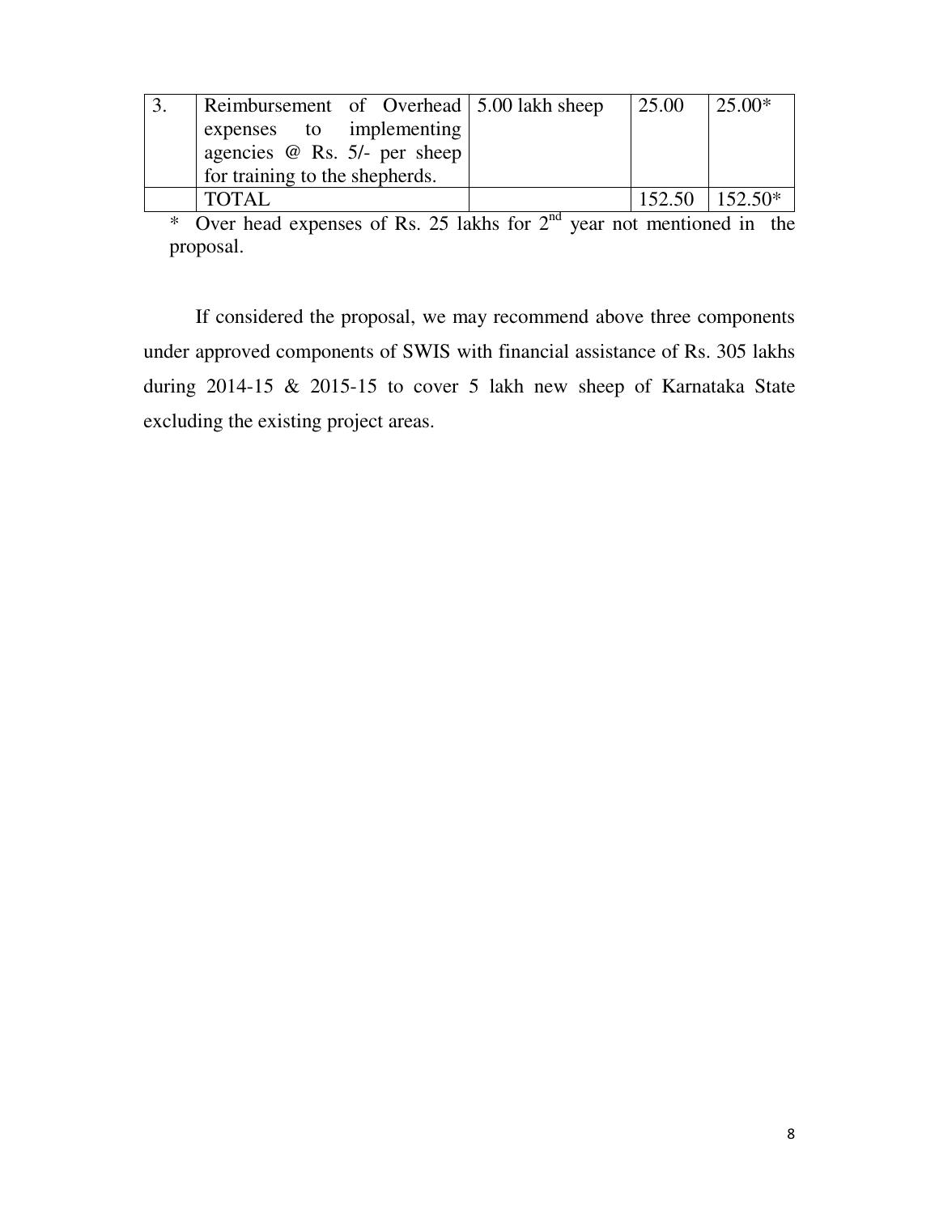| 3. | Reimbursement of Overhead expenses to implementing agencies @ Rs. 5/- per sheep for training to the shepherds. | 5.00 lakh sheep | 25.00 | 25.00* |
|---|---|---|---|---|
| | TOTAL | | 152.50 | 152.50* |

\* Over head expenses of Rs. 25 lakhs for 2nd year not mentioned in the proposal.

If considered the proposal, we may recommend above three components under approved components of SWIS with financial assistance of Rs. 305 lakhs during 2014-15 & 2015-15 to cover 5 lakh new sheep of Karnataka State excluding the existing project areas.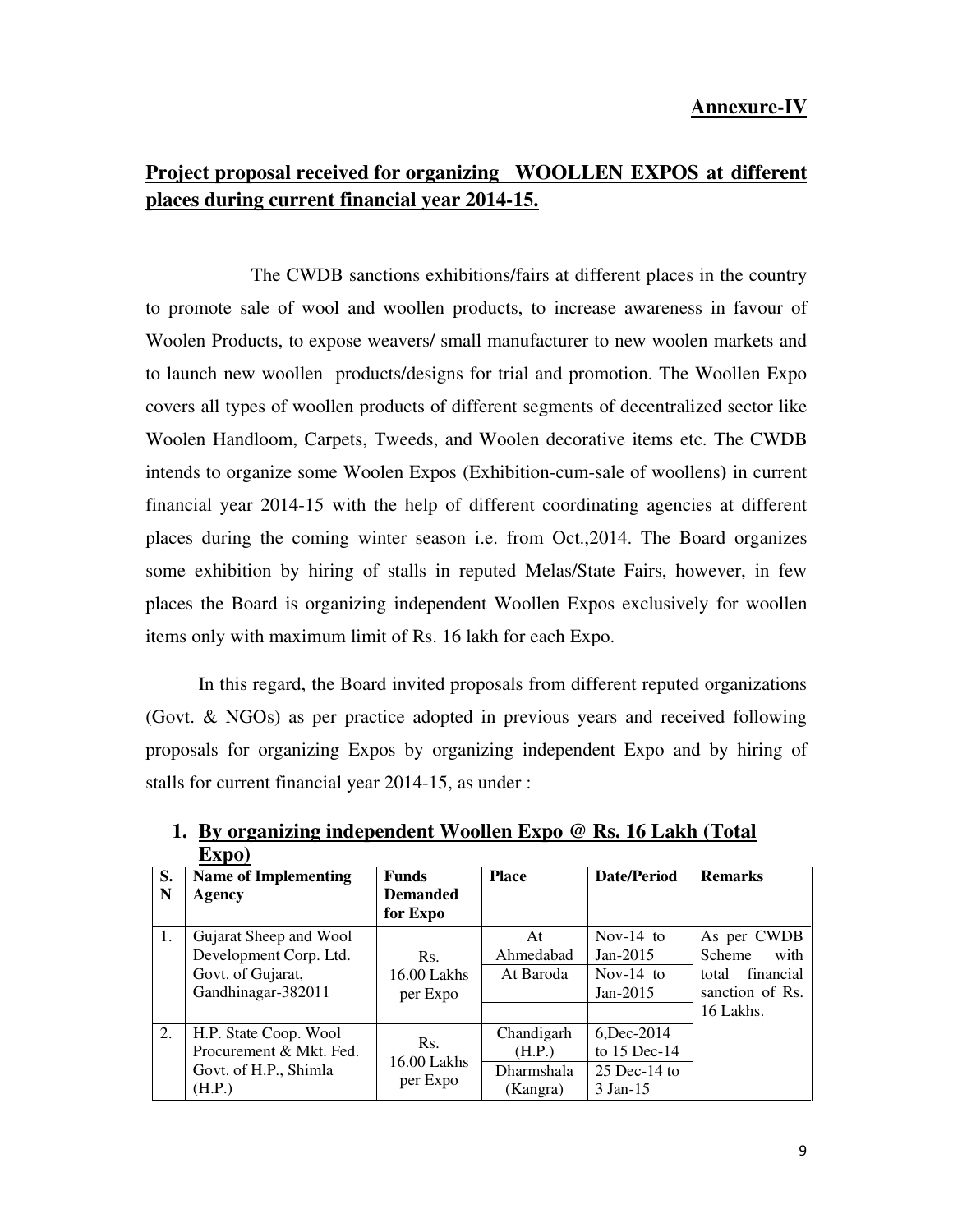**Annexure-IV**

## Project proposal received for organizing WOOLLEN EXPOS at different places during current financial year 2014-15.

The CWDB sanctions exhibitions/fairs at different places in the country to promote sale of wool and woollen products, to increase awareness in favour of Woolen Products, to expose weavers/ small manufacturer to new woolen markets and to launch new woollen products/designs for trial and promotion. The Woollen Expo covers all types of woollen products of different segments of decentralized sector like Woolen Handloom, Carpets, Tweeds, and Woolen decorative items etc. The CWDB intends to organize some Woolen Expos (Exhibition-cum-sale of woollens) in current financial year 2014-15 with the help of different coordinating agencies at different places during the coming winter season i.e. from Oct.,2014. The Board organizes some exhibition by hiring of stalls in reputed Melas/State Fairs, however, in few places the Board is organizing independent Woollen Expos exclusively for woollen items only with maximum limit of Rs. 16 lakh for each Expo.

In this regard, the Board invited proposals from different reputed organizations (Govt. & NGOs) as per practice adopted in previous years and received following proposals for organizing Expos by organizing independent Expo and by hiring of stalls for current financial year 2014-15, as under :

1. **By organizing independent Woollen Expo @ Rs. 16 Lakh (Total Expo)**

| S. N | Name of Implementing Agency | Funds Demanded for Expo | Place | Date/Period | Remarks |
|---|---|---|---|---|---|
| 1. | Gujarat Sheep and Wool Development Corp. Ltd. Govt. of Gujarat, Gandhinagar-382011 | Rs. 16.00 Lakhs per Expo | At Ahmedabad | Nov-14 to Jan-2015 | As per CWDB Scheme with total financial sanction of Rs. 16 Lakhs. |
| | | | At Baroda | Nov-14 to Jan-2015 | |
| | | | | | |
| 2. | H.P. State Coop. Wool Procurement & Mkt. Fed. Govt. of H.P., Shimla (H.P.) | Rs. 16.00 Lakhs per Expo | Chandigarh (H.P.) | 6,Dec-2014 to 15 Dec-14 | |
| | | | Dharmshala (Kangra) | 25 Dec-14 to 3 Jan-15 | |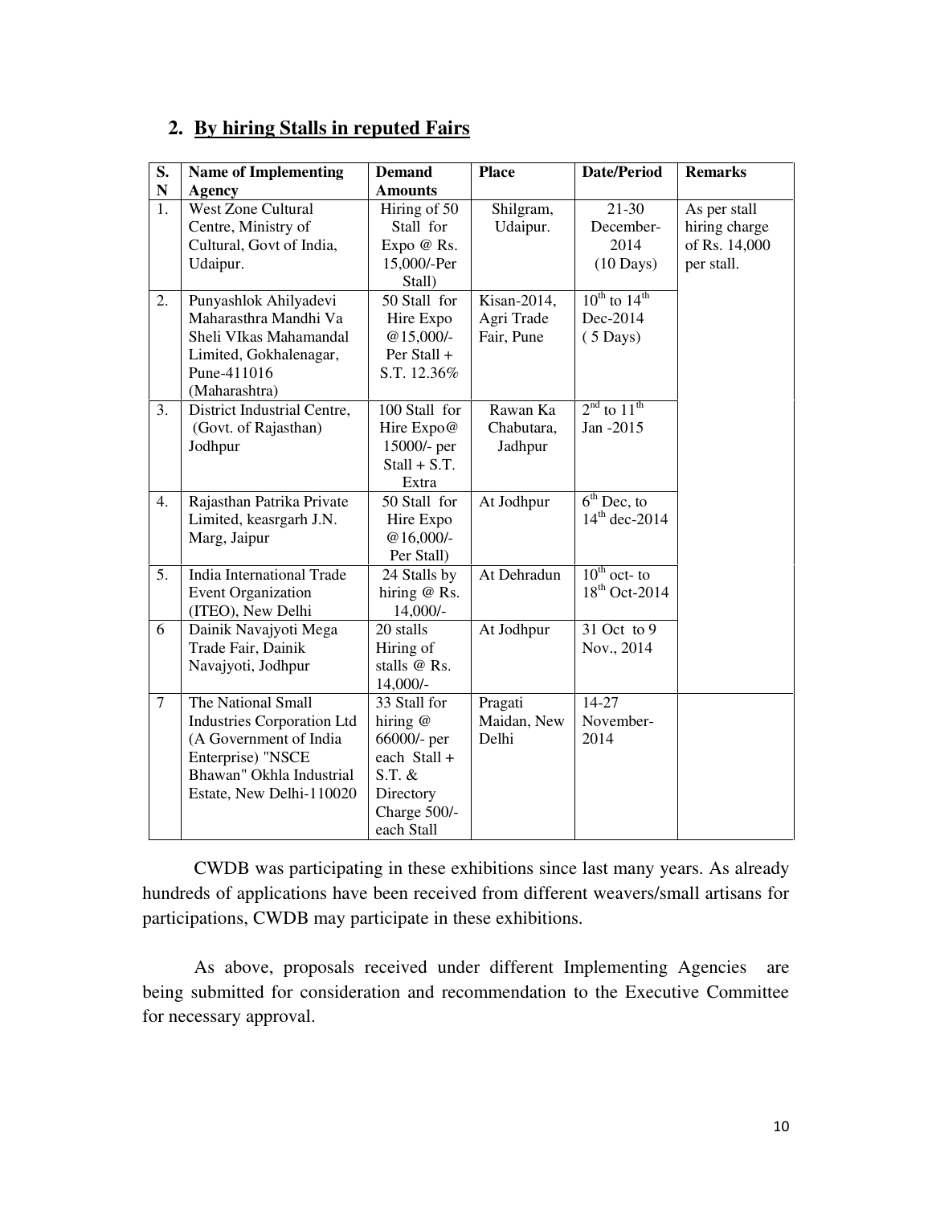## 2. By hiring Stalls in reputed Fairs

| S. N | Name of Implementing Agency | Demand Amounts | Place | Date/Period | Remarks |
|---|---|---|---|---|---|
| 1. | West Zone Cultural Centre, Ministry of Cultural, Govt of India, Udaipur. | Hiring of 50 Stall for Expo @ Rs. 15,000/-Per Stall) | Shilgram, Udaipur. | 21-30 December-2014 (10 Days) | As per stall hiring charge of Rs. 14,000 per stall. |
| 2. | Punyashlok Ahilyadevi Maharasthra Mandhi Va Sheli VIkas Mahamandal Limited, Gokhalenagar, Pune-411016 (Maharashtra) | 50 Stall for Hire Expo @15,000/- Per Stall + S.T. 12.36% | Kisan-2014, Agri Trade Fair, Pune | 10th to 14th Dec-2014 ( 5 Days) | |
| 3. | District Industrial Centre, (Govt. of Rajasthan) Jodhpur | 100 Stall for Hire Expo@ 15000/- per Stall + S.T. Extra | Rawan Ka Chabutara, Jadhpur | 2nd to 11th Jan -2015 | |
| 4. | Rajasthan Patrika Private Limited, keasrgarh J.N. Marg, Jaipur | 50 Stall for Hire Expo @16,000/- Per Stall) | At Jodhpur | 6th Dec, to 14th dec-2014 | |
| 5. | India International Trade Event Organization (ITEO), New Delhi | 24 Stalls by hiring @ Rs. 14,000/- | At Dehradun | 10th oct- to 18th Oct-2014 | |
| 6 | Dainik Navajyoti Mega Trade Fair, Dainik Navajyoti, Jodhpur | 20 stalls Hiring of stalls @ Rs. 14,000/- | At Jodhpur | 31 Oct to 9 Nov., 2014 | |
| 7 | The National Small Industries Corporation Ltd (A Government of India Enterprise) "NSCE Bhawan" Okhla Industrial Estate, New Delhi-110020 | 33 Stall for hiring @ 66000/- per each Stall + S.T. & Directory Charge 500/- each Stall | Pragati Maidan, New Delhi | 14-27 November-2014 | |

CWDB was participating in these exhibitions since last many years. As already hundreds of applications have been received from different weavers/small artisans for participations, CWDB may participate in these exhibitions.

As above, proposals received under different Implementing Agencies are being submitted for consideration and recommendation to the Executive Committee for necessary approval.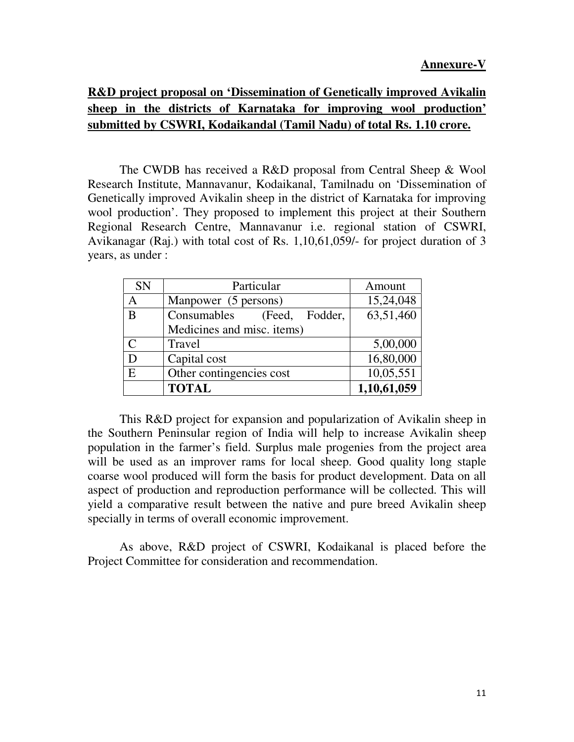**<u>Annexure-V</u>**

**<u>R&D project proposal on 'Dissemination of Genetically improved Avikalin sheep in the districts of Karnataka for improving wool production' submitted by CSWRI, Kodaikandal (Tamil Nadu) of total Rs. 1.10 crore.</u>**

The CWDB has received a R&D proposal from Central Sheep & Wool Research Institute, Mannavanur, Kodaikanal, Tamilnadu on 'Dissemination of Genetically improved Avikalin sheep in the district of Karnataka for improving wool production'. They proposed to implement this project at their Southern Regional Research Centre, Mannavanur i.e. regional station of CSWRI, Avikanagar (Raj.) with total cost of Rs. 1,10,61,059/- for project duration of 3 years, as under :

| SN | Particular | Amount |
|---|---|---|
| A | Manpower (5 persons) | 15,24,048 |
| B | Consumables (Feed, Fodder, Medicines and misc. items) | 63,51,460 |
| C | Travel | 5,00,000 |
| D | Capital cost | 16,80,000 |
| E | Other contingencies cost | 10,05,551 |
| | **TOTAL** | **1,10,61,059** |

This R&D project for expansion and popularization of Avikalin sheep in the Southern Peninsular region of India will help to increase Avikalin sheep population in the farmer's field. Surplus male progenies from the project area will be used as an improver rams for local sheep. Good quality long staple coarse wool produced will form the basis for product development. Data on all aspect of production and reproduction performance will be collected. This will yield a comparative result between the native and pure breed Avikalin sheep specially in terms of overall economic improvement.

As above, R&D project of CSWRI, Kodaikanal is placed before the Project Committee for consideration and recommendation.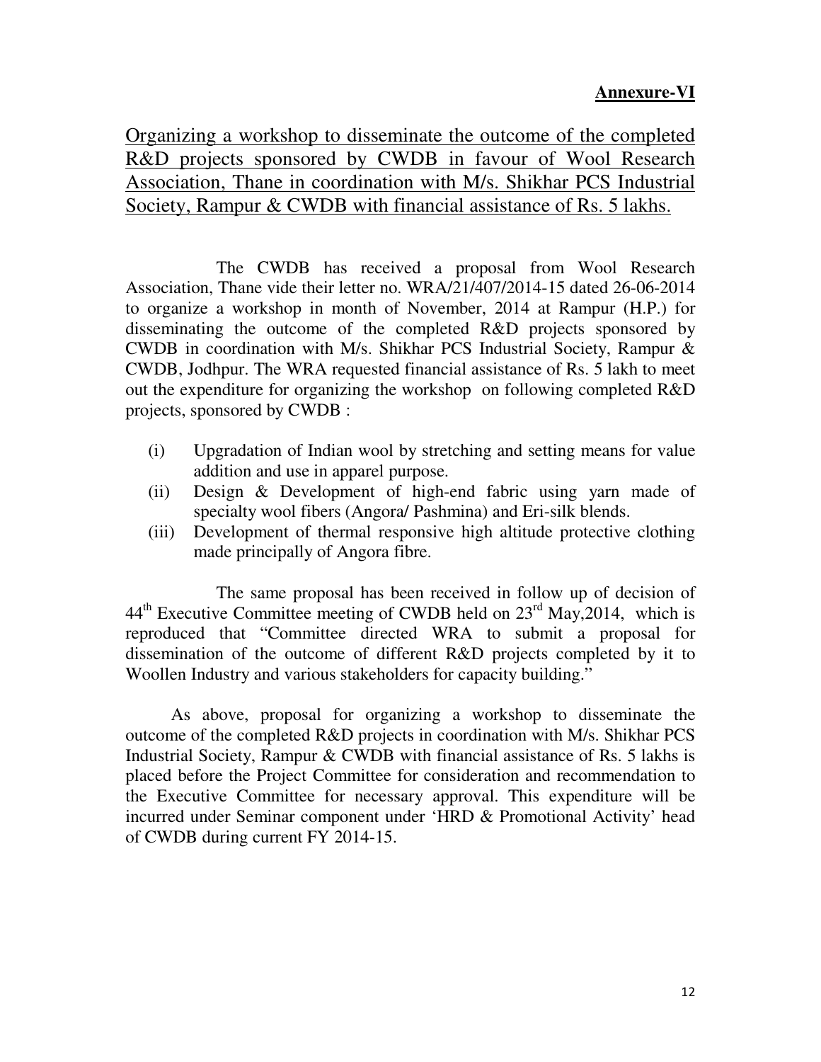**Annexure-VI**

Organizing a workshop to disseminate the outcome of the completed R&D projects sponsored by CWDB in favour of Wool Research Association, Thane in coordination with M/s. Shikhar PCS Industrial Society, Rampur & CWDB with financial assistance of Rs. 5 lakhs.

The CWDB has received a proposal from Wool Research Association, Thane vide their letter no. WRA/21/407/2014-15 dated 26-06-2014 to organize a workshop in month of November, 2014 at Rampur (H.P.) for disseminating the outcome of the completed R&D projects sponsored by CWDB in coordination with M/s. Shikhar PCS Industrial Society, Rampur & CWDB, Jodhpur. The WRA requested financial assistance of Rs. 5 lakh to meet out the expenditure for organizing the workshop on following completed R&D projects, sponsored by CWDB :

(i) Upgradation of Indian wool by stretching and setting means for value addition and use in apparel purpose.
(ii) Design & Development of high-end fabric using yarn made of specialty wool fibers (Angora/ Pashmina) and Eri-silk blends.
(iii) Development of thermal responsive high altitude protective clothing made principally of Angora fibre.

The same proposal has been received in follow up of decision of 44th Executive Committee meeting of CWDB held on 23rd May,2014, which is reproduced that "Committee directed WRA to submit a proposal for dissemination of the outcome of different R&D projects completed by it to Woollen Industry and various stakeholders for capacity building."

As above, proposal for organizing a workshop to disseminate the outcome of the completed R&D projects in coordination with M/s. Shikhar PCS Industrial Society, Rampur & CWDB with financial assistance of Rs. 5 lakhs is placed before the Project Committee for consideration and recommendation to the Executive Committee for necessary approval. This expenditure will be incurred under Seminar component under 'HRD & Promotional Activity' head of CWDB during current FY 2014-15.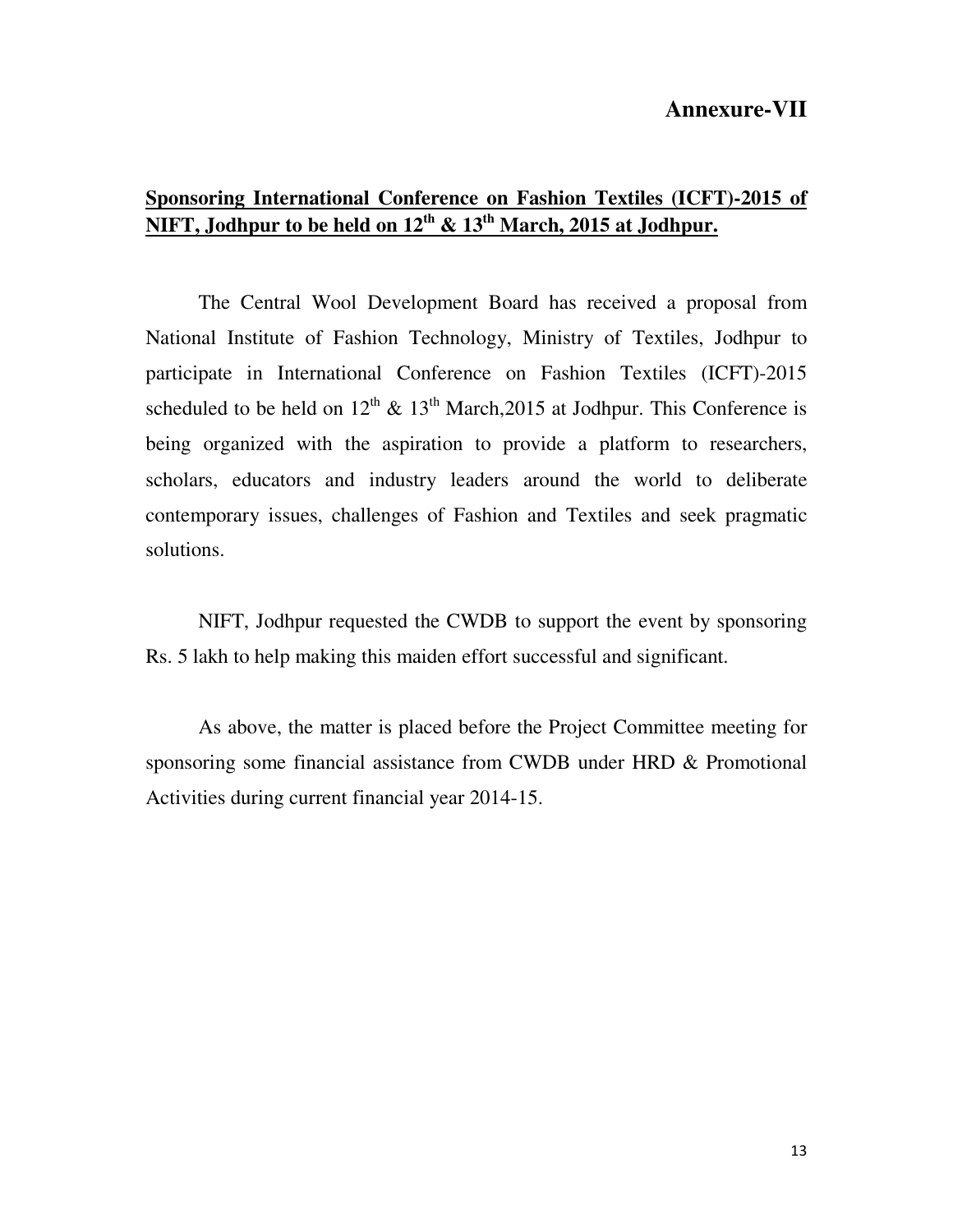**Annexure-VII**

**<u>Sponsoring International Conference on Fashion Textiles (ICFT)-2015 of NIFT, Jodhpur to be held on 12th & 13th March, 2015 at Jodhpur.</u>**

The Central Wool Development Board has received a proposal from National Institute of Fashion Technology, Ministry of Textiles, Jodhpur to participate in International Conference on Fashion Textiles (ICFT)-2015 scheduled to be held on 12th & 13th March,2015 at Jodhpur. This Conference is being organized with the aspiration to provide a platform to researchers, scholars, educators and industry leaders around the world to deliberate contemporary issues, challenges of Fashion and Textiles and seek pragmatic solutions.

NIFT, Jodhpur requested the CWDB to support the event by sponsoring Rs. 5 lakh to help making this maiden effort successful and significant.

As above, the matter is placed before the Project Committee meeting for sponsoring some financial assistance from CWDB under HRD & Promotional Activities during current financial year 2014-15.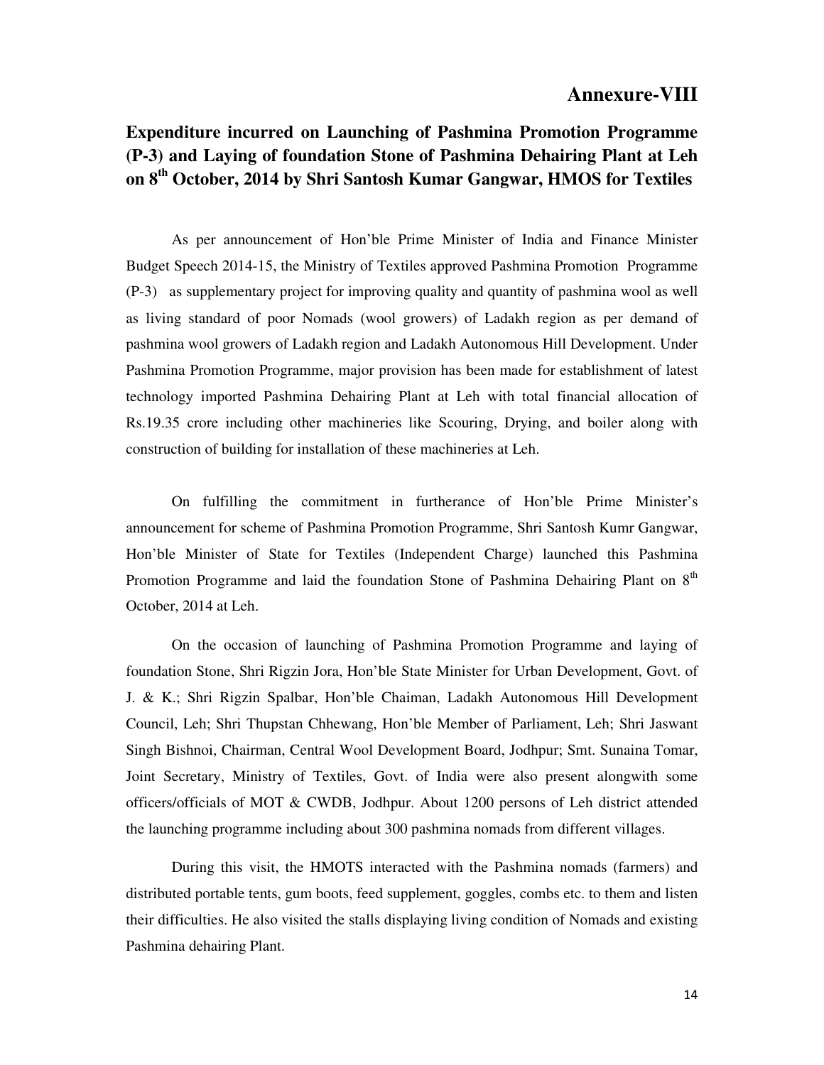# Annexure-VIII

## Expenditure incurred on Launching of Pashmina Promotion Programme (P-3) and Laying of foundation Stone of Pashmina Dehairing Plant at Leh on 8th October, 2014 by Shri Santosh Kumar Gangwar, HMOS for Textiles

As per announcement of Hon'ble Prime Minister of India and Finance Minister Budget Speech 2014-15, the Ministry of Textiles approved Pashmina Promotion Programme (P-3) as supplementary project for improving quality and quantity of pashmina wool as well as living standard of poor Nomads (wool growers) of Ladakh region as per demand of pashmina wool growers of Ladakh region and Ladakh Autonomous Hill Development. Under Pashmina Promotion Programme, major provision has been made for establishment of latest technology imported Pashmina Dehairing Plant at Leh with total financial allocation of Rs.19.35 crore including other machineries like Scouring, Drying, and boiler along with construction of building for installation of these machineries at Leh.

On fulfilling the commitment in furtherance of Hon'ble Prime Minister's announcement for scheme of Pashmina Promotion Programme, Shri Santosh Kumr Gangwar, Hon'ble Minister of State for Textiles (Independent Charge) launched this Pashmina Promotion Programme and laid the foundation Stone of Pashmina Dehairing Plant on 8th October, 2014 at Leh.

On the occasion of launching of Pashmina Promotion Programme and laying of foundation Stone, Shri Rigzin Jora, Hon'ble State Minister for Urban Development, Govt. of J. & K.; Shri Rigzin Spalbar, Hon'ble Chaiman, Ladakh Autonomous Hill Development Council, Leh; Shri Thupstan Chhewang, Hon'ble Member of Parliament, Leh; Shri Jaswant Singh Bishnoi, Chairman, Central Wool Development Board, Jodhpur; Smt. Sunaina Tomar, Joint Secretary, Ministry of Textiles, Govt. of India were also present alongwith some officers/officials of MOT & CWDB, Jodhpur. About 1200 persons of Leh district attended the launching programme including about 300 pashmina nomads from different villages.

During this visit, the HMOTS interacted with the Pashmina nomads (farmers) and distributed portable tents, gum boots, feed supplement, goggles, combs etc. to them and listen their difficulties. He also visited the stalls displaying living condition of Nomads and existing Pashmina dehairing Plant.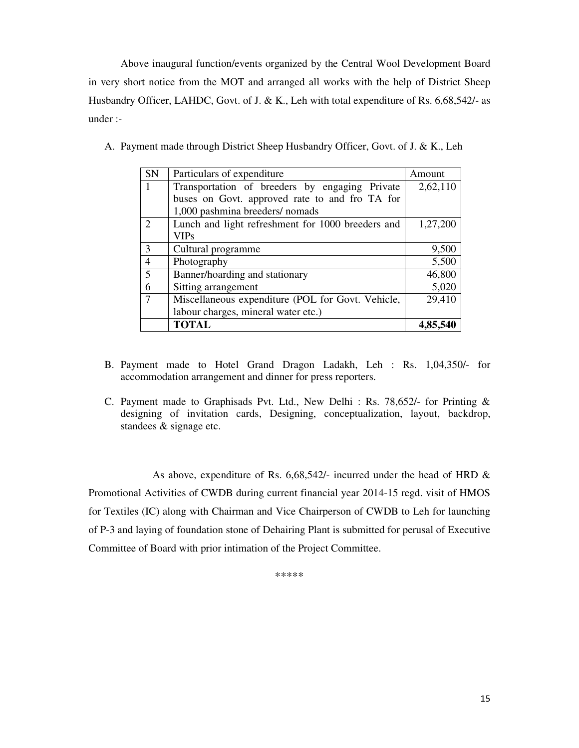Above inaugural function/events organized by the Central Wool Development Board in very short notice from the MOT and arranged all works with the help of District Sheep Husbandry Officer, LAHDC, Govt. of J. & K., Leh with total expenditure of Rs. 6,68,542/- as under :-

A. Payment made through District Sheep Husbandry Officer, Govt. of J. & K., Leh

| SN | Particulars of expenditure | Amount |
|---|---|---|
| 1 | Transportation of breeders by engaging Private buses on Govt. approved rate to and fro TA for 1,000 pashmina breeders/ nomads | 2,62,110 |
| 2 | Lunch and light refreshment for 1000 breeders and VIPs | 1,27,200 |
| 3 | Cultural programme | 9,500 |
| 4 | Photography | 5,500 |
| 5 | Banner/hoarding and stationary | 46,800 |
| 6 | Sitting arrangement | 5,020 |
| 7 | Miscellaneous expenditure (POL for Govt. Vehicle, labour charges, mineral water etc.) | 29,410 |
| | **TOTAL** | **4,85,540** |

B. Payment made to Hotel Grand Dragon Ladakh, Leh : Rs. 1,04,350/- for accommodation arrangement and dinner for press reporters.

C. Payment made to Graphisads Pvt. Ltd., New Delhi : Rs. 78,652/- for Printing & designing of invitation cards, Designing, conceptualization, layout, backdrop, standees & signage etc.

As above, expenditure of Rs. 6,68,542/- incurred under the head of HRD & Promotional Activities of CWDB during current financial year 2014-15 regd. visit of HMOS for Textiles (IC) along with Chairman and Vice Chairperson of CWDB to Leh for launching of P-3 and laying of foundation stone of Dehairing Plant is submitted for perusal of Executive Committee of Board with prior intimation of the Project Committee.

*****